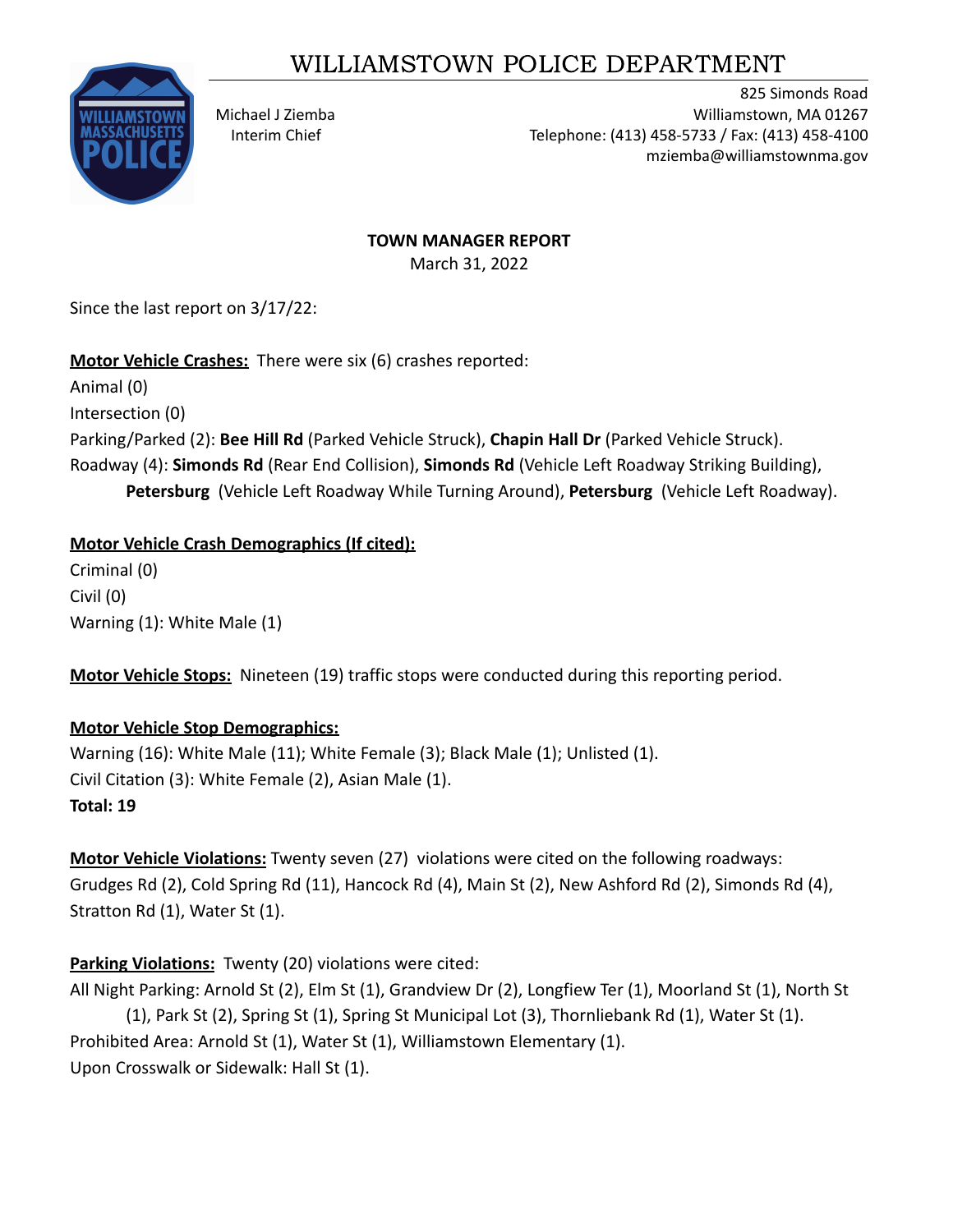# WILLIAMSTOWN POLICE DEPARTMENT

Michael J Ziemba
Interim Chief

825 Simonds Road
Williamstown, MA 01267
Telephone: (413) 458-5733 / Fax: (413) 458-4100
mziemba@williamstownma.gov

**TOWN MANAGER REPORT**
March 31, 2022

Since the last report on 3/17/22:

**Motor Vehicle Crashes:** There were six (6) crashes reported:
Animal (0)
Intersection (0)
Parking/Parked (2): **Bee Hill Rd** (Parked Vehicle Struck), **Chapin Hall Dr** (Parked Vehicle Struck).
Roadway (4): **Simonds Rd** (Rear End Collision), **Simonds Rd** (Vehicle Left Roadway Striking Building), **Petersburg** (Vehicle Left Roadway While Turning Around), **Petersburg** (Vehicle Left Roadway).

**Motor Vehicle Crash Demographics (If cited):**
Criminal (0)
Civil (0)
Warning (1): White Male (1)

**Motor Vehicle Stops:** Nineteen (19) traffic stops were conducted during this reporting period.

**Motor Vehicle Stop Demographics:**
Warning (16): White Male (11); White Female (3); Black Male (1); Unlisted (1).
Civil Citation (3): White Female (2), Asian Male (1).
**Total: 19**

**Motor Vehicle Violations:** Twenty seven (27) violations were cited on the following roadways: Grudges Rd (2), Cold Spring Rd (11), Hancock Rd (4), Main St (2), New Ashford Rd (2), Simonds Rd (4), Stratton Rd (1), Water St (1).

**Parking Violations:** Twenty (20) violations were cited:
All Night Parking: Arnold St (2), Elm St (1), Grandview Dr (2), Longfiew Ter (1), Moorland St (1), North St (1), Park St (2), Spring St (1), Spring St Municipal Lot (3), Thornliebank Rd (1), Water St (1).
Prohibited Area: Arnold St (1), Water St (1), Williamstown Elementary (1).
Upon Crosswalk or Sidewalk: Hall St (1).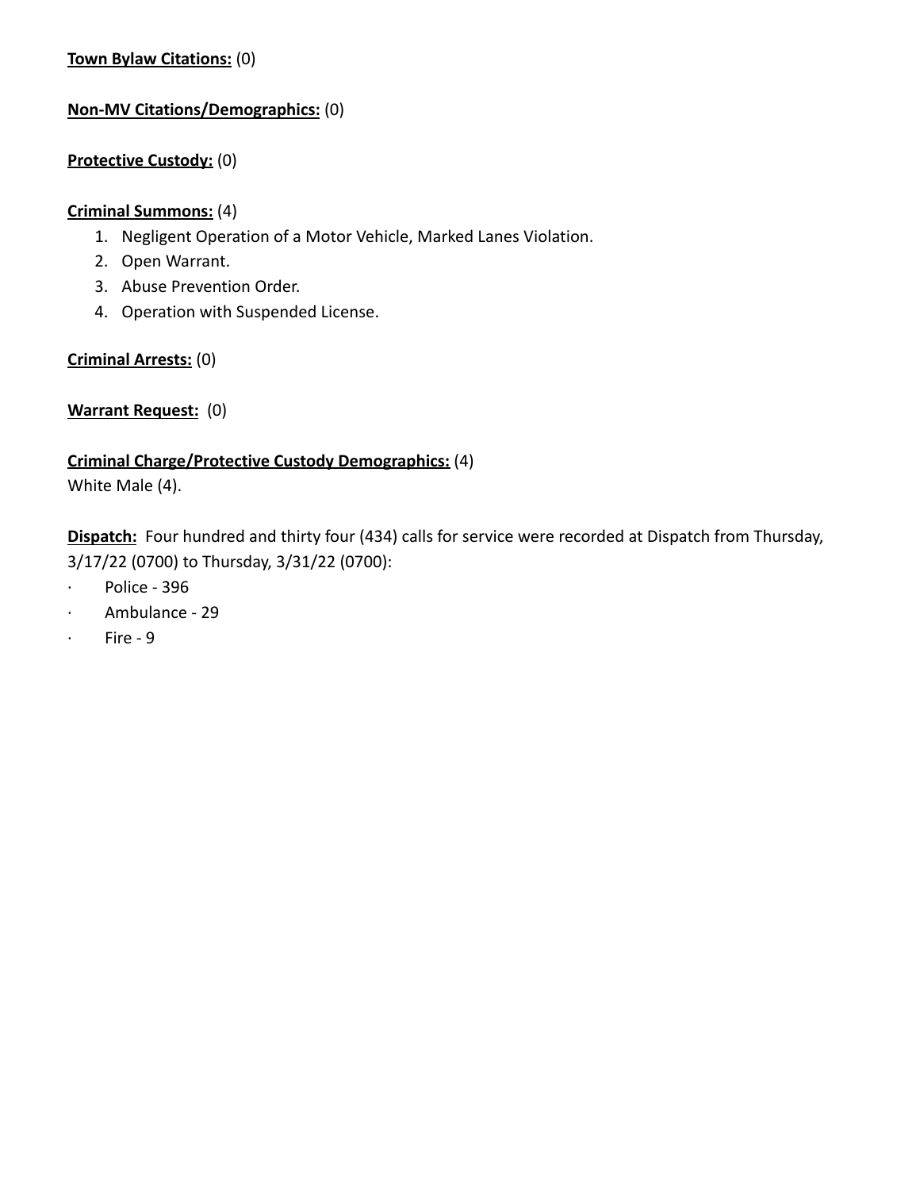**Town Bylaw Citations:** (0)

**Non-MV Citations/Demographics:** (0)

**Protective Custody:** (0)

**Criminal Summons:** (4)

1. Negligent Operation of a Motor Vehicle, Marked Lanes Violation.
2. Open Warrant.
3. Abuse Prevention Order.
4. Operation with Suspended License.

**Criminal Arrests:** (0)

**Warrant Request:** (0)

**Criminal Charge/Protective Custody Demographics:** (4)
White Male (4).

**Dispatch:** Four hundred and thirty four (434) calls for service were recorded at Dispatch from Thursday, 3/17/22 (0700) to Thursday, 3/31/22 (0700):

- Police - 396
- Ambulance - 29
- Fire - 9